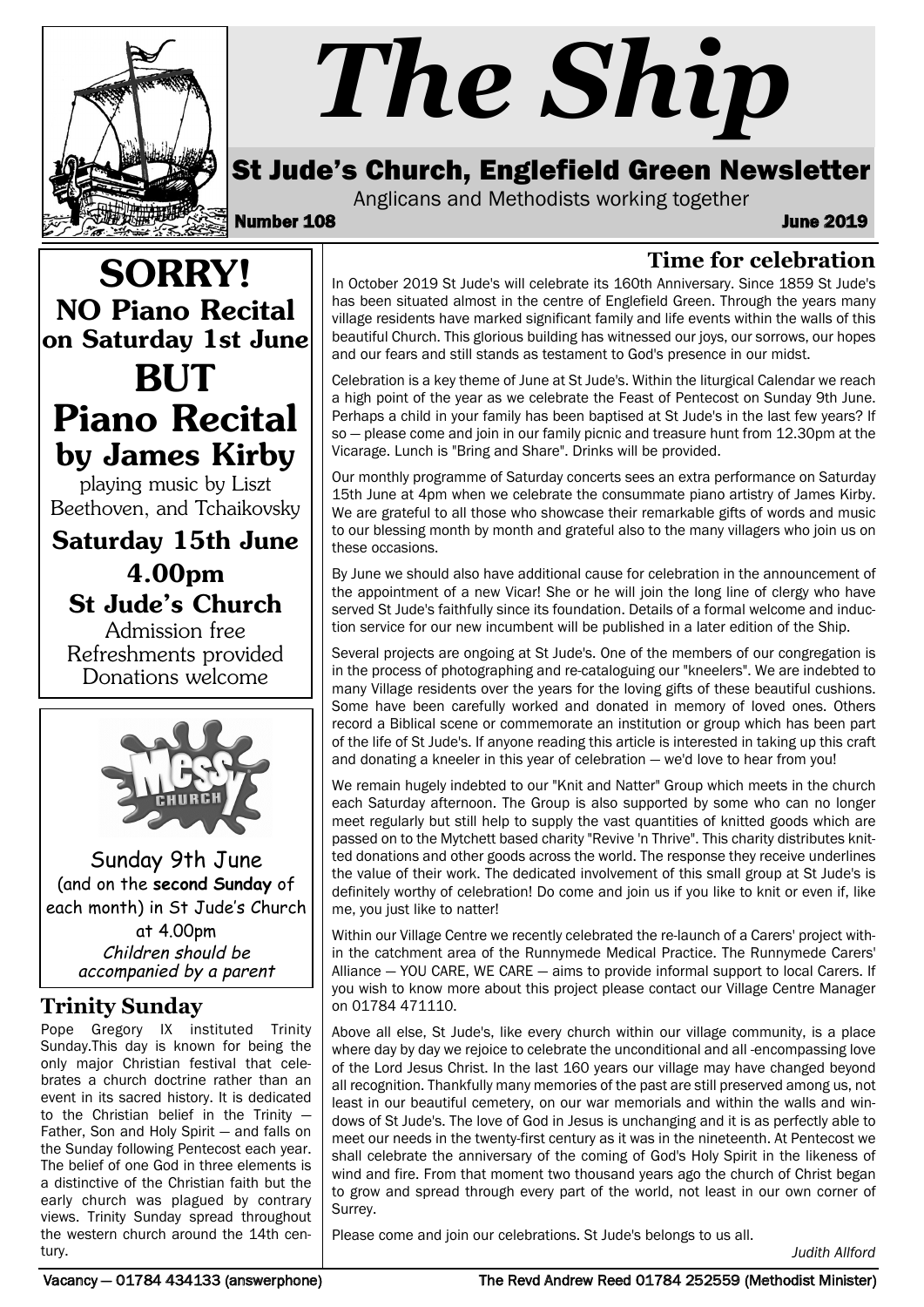# The Ship

## St Jude's Church, Englefield Green Newsletter

Anglicans and Methodists working together

**Number 108** **June 2019**

# SORRY!

## NO Piano Recital on Saturday 1st June

# BUT Piano Recital by James Kirby

playing music by Liszt Beethoven, and Tchaikovsky

**Saturday 15th June**

**4.00pm**

**St Jude's Church**

Admission free
Refreshments provided
Donations welcome

Messy Church

Sunday 9th June (and on the **second Sunday** of each month) in St Jude's Church at 4.00pm

*Children should be accompanied by a parent*

### Trinity Sunday

Pope Gregory IX instituted Trinity Sunday.This day is known for being the only major Christian festival that celebrates a church doctrine rather than an event in its sacred history. It is dedicated to the Christian belief in the Trinity — Father, Son and Holy Spirit — and falls on the Sunday following Pentecost each year. The belief of one God in three elements is a distinctive of the Christian faith but the early church was plagued by contrary views. Trinity Sunday spread throughout the western church around the 14th century.

### Time for celebration

In October 2019 St Jude's will celebrate its 160th Anniversary. Since 1859 St Jude's has been situated almost in the centre of Englefield Green. Through the years many village residents have marked significant family and life events within the walls of this beautiful Church. This glorious building has witnessed our joys, our sorrows, our hopes and our fears and still stands as testament to God's presence in our midst.

Celebration is a key theme of June at St Jude's. Within the liturgical Calendar we reach a high point of the year as we celebrate the Feast of Pentecost on Sunday 9th June. Perhaps a child in your family has been baptised at St Jude's in the last few years? If so — please come and join in our family picnic and treasure hunt from 12.30pm at the Vicarage. Lunch is "Bring and Share". Drinks will be provided.

Our monthly programme of Saturday concerts sees an extra performance on Saturday 15th June at 4pm when we celebrate the consummate piano artistry of James Kirby. We are grateful to all those who showcase their remarkable gifts of words and music to our blessing month by month and grateful also to the many villagers who join us on these occasions.

By June we should also have additional cause for celebration in the announcement of the appointment of a new Vicar! She or he will join the long line of clergy who have served St Jude's faithfully since its foundation. Details of a formal welcome and induction service for our new incumbent will be published in a later edition of the Ship.

Several projects are ongoing at St Jude's. One of the members of our congregation is in the process of photographing and re-cataloguing our "kneelers". We are indebted to many Village residents over the years for the loving gifts of these beautiful cushions. Some have been carefully worked and donated in memory of loved ones. Others record a Biblical scene or commemorate an institution or group which has been part of the life of St Jude's. If anyone reading this article is interested in taking up this craft and donating a kneeler in this year of celebration — we'd love to hear from you!

We remain hugely indebted to our "Knit and Natter" Group which meets in the church each Saturday afternoon. The Group is also supported by some who can no longer meet regularly but still help to supply the vast quantities of knitted goods which are passed on to the Mytchett based charity "Revive 'n Thrive". This charity distributes knitted donations and other goods across the world. The response they receive underlines the value of their work. The dedicated involvement of this small group at St Jude's is definitely worthy of celebration! Do come and join us if you like to knit or even if, like me, you just like to natter!

Within our Village Centre we recently celebrated the re-launch of a Carers' project within the catchment area of the Runnymede Medical Practice. The Runnymede Carers' Alliance — YOU CARE, WE CARE — aims to provide informal support to local Carers. If you wish to know more about this project please contact our Village Centre Manager on 01784 471110.

Above all else, St Jude's, like every church within our village community, is a place where day by day we rejoice to celebrate the unconditional and all -encompassing love of the Lord Jesus Christ. In the last 160 years our village may have changed beyond all recognition. Thankfully many memories of the past are still preserved among us, not least in our beautiful cemetery, on our war memorials and within the walls and windows of St Jude's. The love of God in Jesus is unchanging and it is as perfectly able to meet our needs in the twenty-first century as it was in the nineteenth. At Pentecost we shall celebrate the anniversary of the coming of God's Holy Spirit in the likeness of wind and fire. From that moment two thousand years ago the church of Christ began to grow and spread through every part of the world, not least in our own corner of Surrey.

Please come and join our celebrations. St Jude's belongs to us all.

*Judith Allford*

Vacancy — 01784 434133 (answerphone) The Revd Andrew Reed 01784 252559 (Methodist Minister)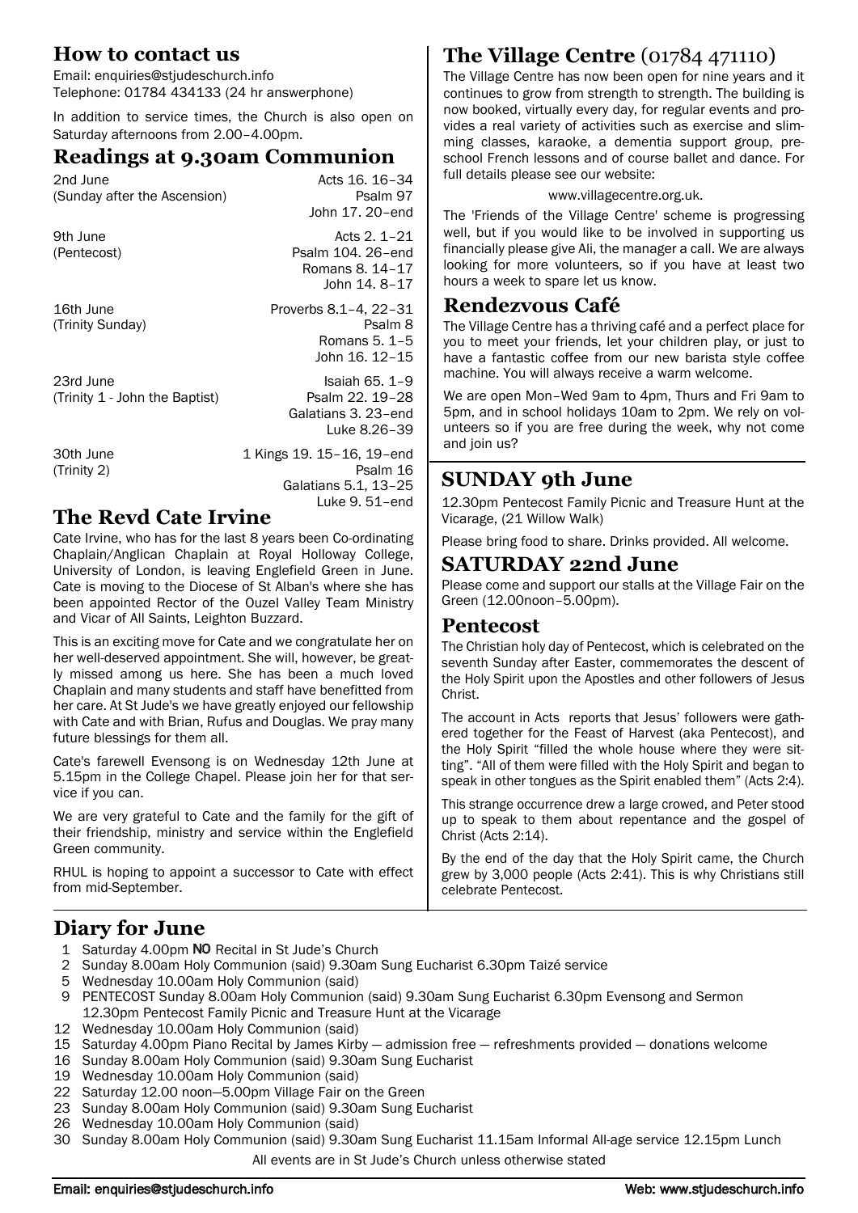## How to contact us

Email: enquiries@stjudeschurch.info
Telephone: 01784 434133 (24 hr answerphone)

In addition to service times, the Church is also open on Saturday afternoons from 2.00–4.00pm.

## Readings at 9.30am Communion

| | |
|---|---|
| 2nd June (Sunday after the Ascension) | Acts 16. 16–34<br>Psalm 97<br>John 17. 20–end |
| 9th June (Pentecost) | Acts 2. 1–21<br>Psalm 104. 26–end<br>Romans 8. 14–17<br>John 14. 8–17 |
| 16th June (Trinity Sunday) | Proverbs 8.1–4, 22–31<br>Psalm 8<br>Romans 5. 1–5<br>John 16. 12–15 |
| 23rd June (Trinity 1 - John the Baptist) | Isaiah 65. 1–9<br>Psalm 22. 19–28<br>Galatians 3. 23–end<br>Luke 8.26–39 |
| 30th June (Trinity 2) | 1 Kings 19. 15–16, 19–end<br>Psalm 16<br>Galatians 5.1, 13–25<br>Luke 9. 51–end |

## The Revd Cate Irvine

Cate Irvine, who has for the last 8 years been Co-ordinating Chaplain/Anglican Chaplain at Royal Holloway College, University of London, is leaving Englefield Green in June. Cate is moving to the Diocese of St Alban's where she has been appointed Rector of the Ouzel Valley Team Ministry and Vicar of All Saints, Leighton Buzzard.

This is an exciting move for Cate and we congratulate her on her well-deserved appointment. She will, however, be greatly missed among us here. She has been a much loved Chaplain and many students and staff have benefitted from her care. At St Jude's we have greatly enjoyed our fellowship with Cate and with Brian, Rufus and Douglas. We pray many future blessings for them all.

Cate's farewell Evensong is on Wednesday 12th June at 5.15pm in the College Chapel. Please join her for that service if you can.

We are very grateful to Cate and the family for the gift of their friendship, ministry and service within the Englefield Green community.

RHUL is hoping to appoint a successor to Cate with effect from mid-September.

## The Village Centre (01784 471110)

The Village Centre has now been open for nine years and it continues to grow from strength to strength. The building is now booked, virtually every day, for regular events and provides a real variety of activities such as exercise and slimming classes, karaoke, a dementia support group, pre-school French lessons and of course ballet and dance. For full details please see our website:

www.villagecentre.org.uk.

The 'Friends of the Village Centre' scheme is progressing well, but if you would like to be involved in supporting us financially please give Ali, the manager a call. We are always looking for more volunteers, so if you have at least two hours a week to spare let us know.

## Rendezvous Café

The Village Centre has a thriving café and a perfect place for you to meet your friends, let your children play, or just to have a fantastic coffee from our new barista style coffee machine. You will always receive a warm welcome.

We are open Mon–Wed 9am to 4pm, Thurs and Fri 9am to 5pm, and in school holidays 10am to 2pm. We rely on volunteers so if you are free during the week, why not come and join us?

## SUNDAY 9th June

12.30pm Pentecost Family Picnic and Treasure Hunt at the Vicarage, (21 Willow Walk)

Please bring food to share. Drinks provided. All welcome.

## SATURDAY 22nd June

Please come and support our stalls at the Village Fair on the Green (12.00noon–5.00pm).

## Pentecost

The Christian holy day of Pentecost, which is celebrated on the seventh Sunday after Easter, commemorates the descent of the Holy Spirit upon the Apostles and other followers of Jesus Christ.

The account in Acts reports that Jesus' followers were gathered together for the Feast of Harvest (aka Pentecost), and the Holy Spirit "filled the whole house where they were sitting". "All of them were filled with the Holy Spirit and began to speak in other tongues as the Spirit enabled them" (Acts 2:4).

This strange occurrence drew a large crowed, and Peter stood up to speak to them about repentance and the gospel of Christ (Acts 2:14).

By the end of the day that the Holy Spirit came, the Church grew by 3,000 people (Acts 2:41). This is why Christians still celebrate Pentecost.

## Diary for June

1 Saturday 4.00pm **NO** Recital in St Jude's Church
2 Sunday 8.00am Holy Communion (said) 9.30am Sung Eucharist 6.30pm Taizé service
5 Wednesday 10.00am Holy Communion (said)
9 PENTECOST Sunday 8.00am Holy Communion (said) 9.30am Sung Eucharist 6.30pm Evensong and Sermon
12.30pm Pentecost Family Picnic and Treasure Hunt at the Vicarage
12 Wednesday 10.00am Holy Communion (said)
15 Saturday 4.00pm Piano Recital by James Kirby — admission free — refreshments provided — donations welcome
16 Sunday 8.00am Holy Communion (said) 9.30am Sung Eucharist
19 Wednesday 10.00am Holy Communion (said)
22 Saturday 12.00 noon—5.00pm Village Fair on the Green
23 Sunday 8.00am Holy Communion (said) 9.30am Sung Eucharist
26 Wednesday 10.00am Holy Communion (said)
30 Sunday 8.00am Holy Communion (said) 9.30am Sung Eucharist 11.15am Informal All-age service 12.15pm Lunch

All events are in St Jude's Church unless otherwise stated

Email: enquiries@stjudeschurch.info Web: www.stjudeschurch.info